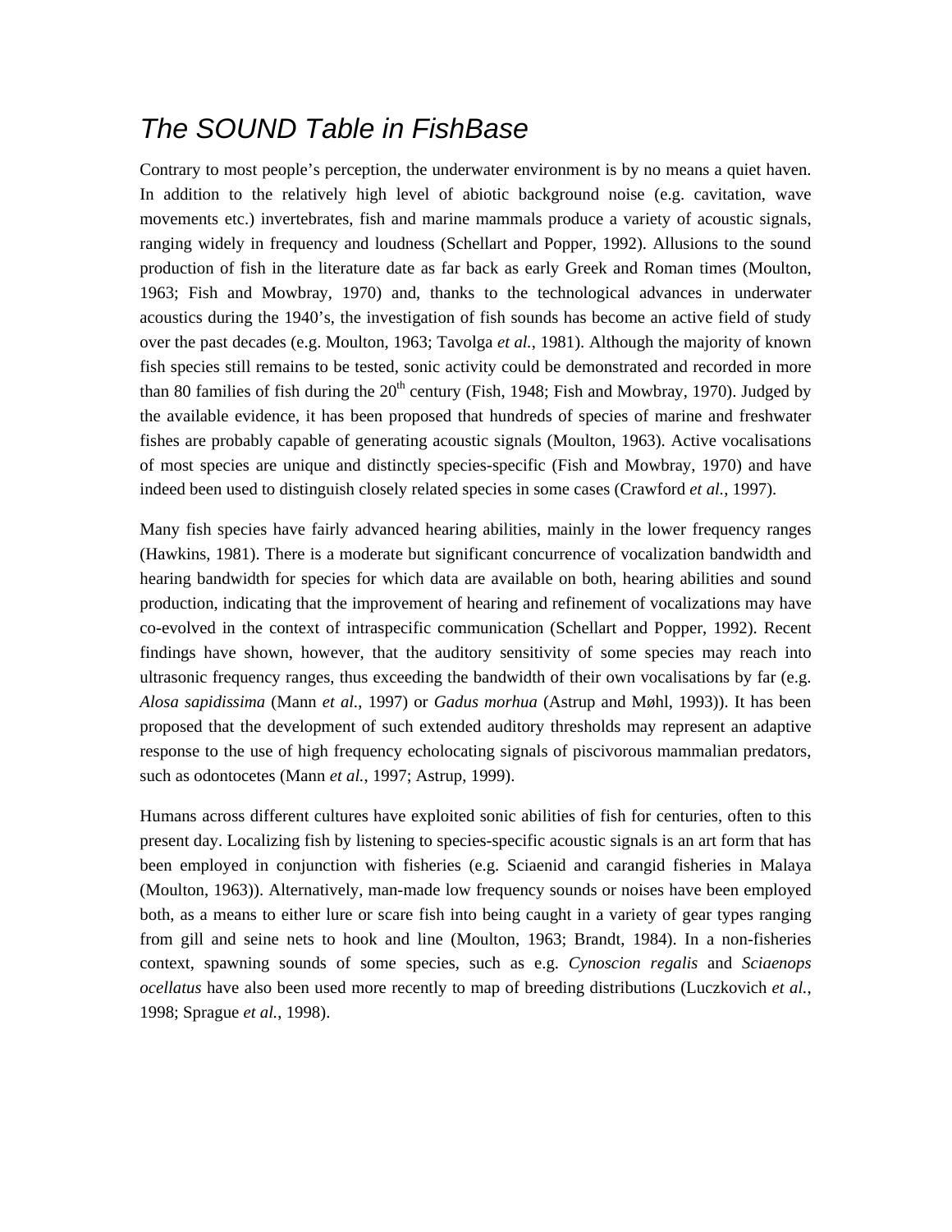# *The SOUND Table in FishBase*

Contrary to most people's perception, the underwater environment is by no means a quiet haven. In addition to the relatively high level of abiotic background noise (e.g. cavitation, wave movements etc.) invertebrates, fish and marine mammals produce a variety of acoustic signals, ranging widely in frequency and loudness (Schellart and Popper, 1992). Allusions to the sound production of fish in the literature date as far back as early Greek and Roman times (Moulton, 1963; Fish and Mowbray, 1970) and, thanks to the technological advances in underwater acoustics during the 1940's, the investigation of fish sounds has become an active field of study over the past decades (e.g. Moulton, 1963; Tavolga *et al.*, 1981). Although the majority of known fish species still remains to be tested, sonic activity could be demonstrated and recorded in more than 80 families of fish during the 20th century (Fish, 1948; Fish and Mowbray, 1970). Judged by the available evidence, it has been proposed that hundreds of species of marine and freshwater fishes are probably capable of generating acoustic signals (Moulton, 1963). Active vocalisations of most species are unique and distinctly species-specific (Fish and Mowbray, 1970) and have indeed been used to distinguish closely related species in some cases (Crawford *et al.*, 1997).

Many fish species have fairly advanced hearing abilities, mainly in the lower frequency ranges (Hawkins, 1981). There is a moderate but significant concurrence of vocalization bandwidth and hearing bandwidth for species for which data are available on both, hearing abilities and sound production, indicating that the improvement of hearing and refinement of vocalizations may have co-evolved in the context of intraspecific communication (Schellart and Popper, 1992). Recent findings have shown, however, that the auditory sensitivity of some species may reach into ultrasonic frequency ranges, thus exceeding the bandwidth of their own vocalisations by far (e.g. *Alosa sapidissima* (Mann *et al.*, 1997) or *Gadus morhua* (Astrup and Møhl, 1993)). It has been proposed that the development of such extended auditory thresholds may represent an adaptive response to the use of high frequency echolocating signals of piscivorous mammalian predators, such as odontocetes (Mann *et al.*, 1997; Astrup, 1999).

Humans across different cultures have exploited sonic abilities of fish for centuries, often to this present day. Localizing fish by listening to species-specific acoustic signals is an art form that has been employed in conjunction with fisheries (e.g. Sciaenid and carangid fisheries in Malaya (Moulton, 1963)). Alternatively, man-made low frequency sounds or noises have been employed both, as a means to either lure or scare fish into being caught in a variety of gear types ranging from gill and seine nets to hook and line (Moulton, 1963; Brandt, 1984). In a non-fisheries context, spawning sounds of some species, such as e.g. *Cynoscion regalis* and *Sciaenops ocellatus* have also been used more recently to map of breeding distributions (Luczkovich *et al.*, 1998; Sprague *et al.*, 1998).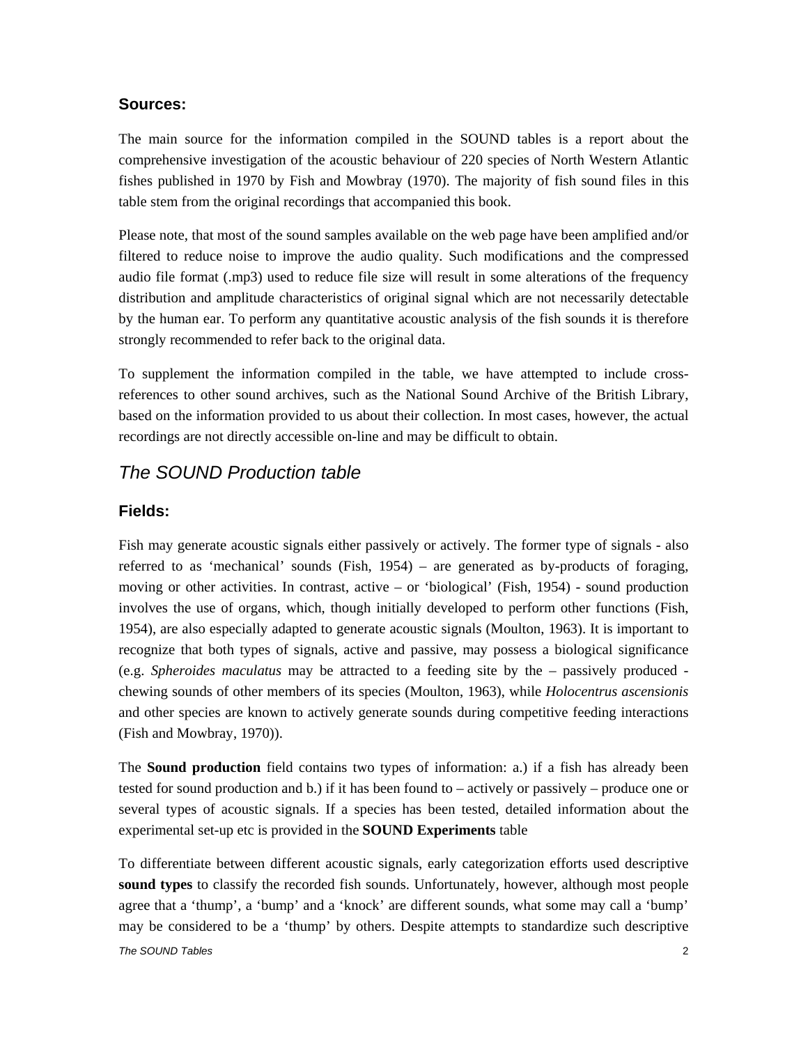### Sources:

The main source for the information compiled in the SOUND tables is a report about the comprehensive investigation of the acoustic behaviour of 220 species of North Western Atlantic fishes published in 1970 by Fish and Mowbray (1970). The majority of fish sound files in this table stem from the original recordings that accompanied this book.

Please note, that most of the sound samples available on the web page have been amplified and/or filtered to reduce noise to improve the audio quality. Such modifications and the compressed audio file format (.mp3) used to reduce file size will result in some alterations of the frequency distribution and amplitude characteristics of original signal which are not necessarily detectable by the human ear. To perform any quantitative acoustic analysis of the fish sounds it is therefore strongly recommended to refer back to the original data.

To supplement the information compiled in the table, we have attempted to include cross-references to other sound archives, such as the National Sound Archive of the British Library, based on the information provided to us about their collection. In most cases, however, the actual recordings are not directly accessible on-line and may be difficult to obtain.

## *The SOUND Production table*

### Fields:

Fish may generate acoustic signals either passively or actively. The former type of signals - also referred to as 'mechanical' sounds (Fish, 1954) – are generated as by-products of foraging, moving or other activities. In contrast, active – or 'biological' (Fish, 1954) - sound production involves the use of organs, which, though initially developed to perform other functions (Fish, 1954), are also especially adapted to generate acoustic signals (Moulton, 1963). It is important to recognize that both types of signals, active and passive, may possess a biological significance (e.g. *Spheroides maculatus* may be attracted to a feeding site by the – passively produced - chewing sounds of other members of its species (Moulton, 1963), while *Holocentrus ascensionis* and other species are known to actively generate sounds during competitive feeding interactions (Fish and Mowbray, 1970)).

The **Sound production** field contains two types of information: a.) if a fish has already been tested for sound production and b.) if it has been found to – actively or passively – produce one or several types of acoustic signals. If a species has been tested, detailed information about the experimental set-up etc is provided in the **SOUND Experiments** table

To differentiate between different acoustic signals, early categorization efforts used descriptive **sound types** to classify the recorded fish sounds. Unfortunately, however, although most people agree that a 'thump', a 'bump' and a 'knock' are different sounds, what some may call a 'bump' may be considered to be a 'thump' by others. Despite attempts to standardize such descriptive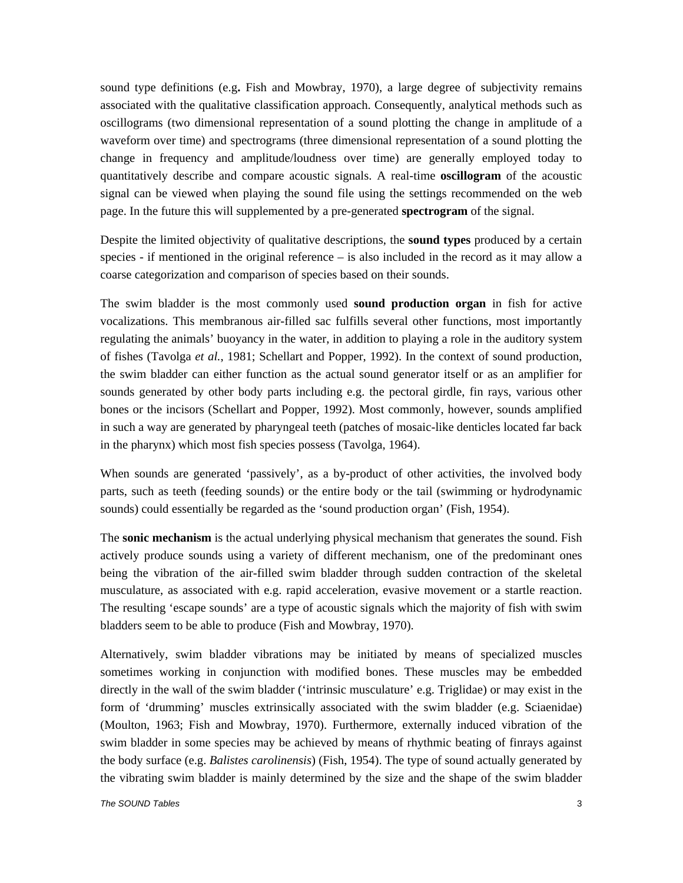sound type definitions (e.g**.** Fish and Mowbray, 1970), a large degree of subjectivity remains associated with the qualitative classification approach. Consequently, analytical methods such as oscillograms (two dimensional representation of a sound plotting the change in amplitude of a waveform over time) and spectrograms (three dimensional representation of a sound plotting the change in frequency and amplitude/loudness over time) are generally employed today to quantitatively describe and compare acoustic signals. A real-time **oscillogram** of the acoustic signal can be viewed when playing the sound file using the settings recommended on the web page. In the future this will supplemented by a pre-generated **spectrogram** of the signal.

Despite the limited objectivity of qualitative descriptions, the **sound types** produced by a certain species - if mentioned in the original reference – is also included in the record as it may allow a coarse categorization and comparison of species based on their sounds.

The swim bladder is the most commonly used **sound production organ** in fish for active vocalizations. This membranous air-filled sac fulfills several other functions, most importantly regulating the animals' buoyancy in the water, in addition to playing a role in the auditory system of fishes (Tavolga *et al.*, 1981; Schellart and Popper, 1992). In the context of sound production, the swim bladder can either function as the actual sound generator itself or as an amplifier for sounds generated by other body parts including e.g. the pectoral girdle, fin rays, various other bones or the incisors (Schellart and Popper, 1992). Most commonly, however, sounds amplified in such a way are generated by pharyngeal teeth (patches of mosaic-like denticles located far back in the pharynx) which most fish species possess (Tavolga, 1964).

When sounds are generated 'passively', as a by-product of other activities, the involved body parts, such as teeth (feeding sounds) or the entire body or the tail (swimming or hydrodynamic sounds) could essentially be regarded as the 'sound production organ' (Fish, 1954).

The **sonic mechanism** is the actual underlying physical mechanism that generates the sound. Fish actively produce sounds using a variety of different mechanism, one of the predominant ones being the vibration of the air-filled swim bladder through sudden contraction of the skeletal musculature, as associated with e.g. rapid acceleration, evasive movement or a startle reaction. The resulting 'escape sounds' are a type of acoustic signals which the majority of fish with swim bladders seem to be able to produce (Fish and Mowbray, 1970).

Alternatively, swim bladder vibrations may be initiated by means of specialized muscles sometimes working in conjunction with modified bones. These muscles may be embedded directly in the wall of the swim bladder ('intrinsic musculature' e.g. Triglidae) or may exist in the form of 'drumming' muscles extrinsically associated with the swim bladder (e.g. Sciaenidae) (Moulton, 1963; Fish and Mowbray, 1970). Furthermore, externally induced vibration of the swim bladder in some species may be achieved by means of rhythmic beating of finrays against the body surface (e.g. *Balistes carolinensis*) (Fish, 1954). The type of sound actually generated by the vibrating swim bladder is mainly determined by the size and the shape of the swim bladder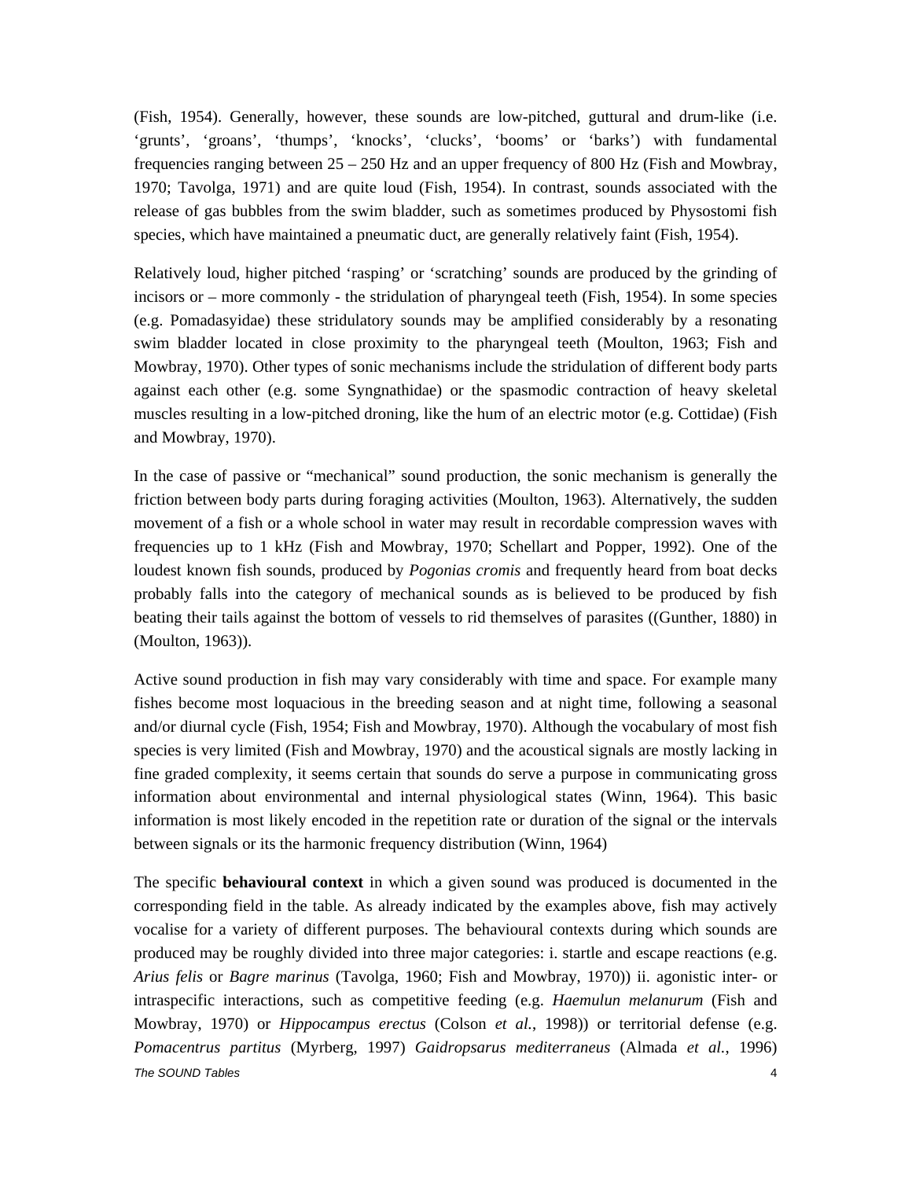(Fish, 1954). Generally, however, these sounds are low-pitched, guttural and drum-like (i.e. ‘grunts’, ‘groans’, ‘thumps’, ‘knocks’, ‘clucks’, ‘booms’ or ‘barks’) with fundamental frequencies ranging between 25 – 250 Hz and an upper frequency of 800 Hz (Fish and Mowbray, 1970; Tavolga, 1971) and are quite loud (Fish, 1954). In contrast, sounds associated with the release of gas bubbles from the swim bladder, such as sometimes produced by Physostomi fish species, which have maintained a pneumatic duct, are generally relatively faint (Fish, 1954).

Relatively loud, higher pitched ‘rasping’ or ‘scratching’ sounds are produced by the grinding of incisors or – more commonly - the stridulation of pharyngeal teeth (Fish, 1954). In some species (e.g. Pomadasyidae) these stridulatory sounds may be amplified considerably by a resonating swim bladder located in close proximity to the pharyngeal teeth (Moulton, 1963; Fish and Mowbray, 1970). Other types of sonic mechanisms include the stridulation of different body parts against each other (e.g. some Syngnathidae) or the spasmodic contraction of heavy skeletal muscles resulting in a low-pitched droning, like the hum of an electric motor (e.g. Cottidae) (Fish and Mowbray, 1970).

In the case of passive or “mechanical” sound production, the sonic mechanism is generally the friction between body parts during foraging activities (Moulton, 1963). Alternatively, the sudden movement of a fish or a whole school in water may result in recordable compression waves with frequencies up to 1 kHz (Fish and Mowbray, 1970; Schellart and Popper, 1992). One of the loudest known fish sounds, produced by *Pogonias cromis* and frequently heard from boat decks probably falls into the category of mechanical sounds as is believed to be produced by fish beating their tails against the bottom of vessels to rid themselves of parasites ((Gunther, 1880) in (Moulton, 1963)).

Active sound production in fish may vary considerably with time and space. For example many fishes become most loquacious in the breeding season and at night time, following a seasonal and/or diurnal cycle (Fish, 1954; Fish and Mowbray, 1970). Although the vocabulary of most fish species is very limited (Fish and Mowbray, 1970) and the acoustical signals are mostly lacking in fine graded complexity, it seems certain that sounds do serve a purpose in communicating gross information about environmental and internal physiological states (Winn, 1964). This basic information is most likely encoded in the repetition rate or duration of the signal or the intervals between signals or its the harmonic frequency distribution (Winn, 1964)

The specific **behavioural context** in which a given sound was produced is documented in the corresponding field in the table. As already indicated by the examples above, fish may actively vocalise for a variety of different purposes. The behavioural contexts during which sounds are produced may be roughly divided into three major categories: i. startle and escape reactions (e.g. *Arius felis* or *Bagre marinus* (Tavolga, 1960; Fish and Mowbray, 1970)) ii. agonistic inter- or intraspecific interactions, such as competitive feeding (e.g. *Haemulun melanurum* (Fish and Mowbray, 1970) or *Hippocampus erectus* (Colson *et al.*, 1998)) or territorial defense (e.g. *Pomacentrus partitus* (Myrberg, 1997) *Gaidropsarus mediterraneus* (Almada *et al.*, 1996)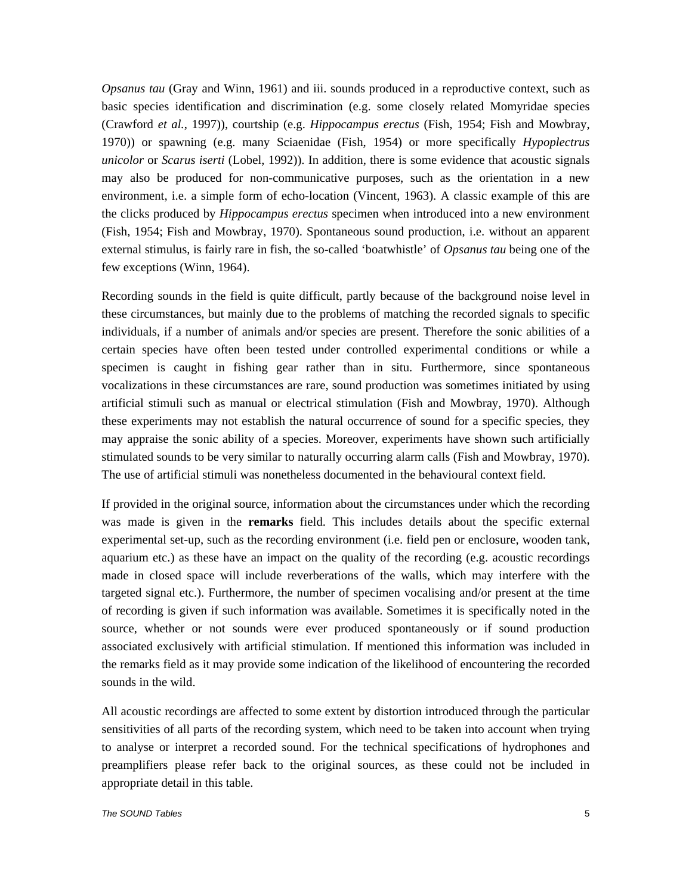*Opsanus tau* (Gray and Winn, 1961) and iii. sounds produced in a reproductive context, such as basic species identification and discrimination (e.g. some closely related Momyridae species (Crawford *et al.*, 1997)), courtship (e.g. *Hippocampus erectus* (Fish, 1954; Fish and Mowbray, 1970)) or spawning (e.g. many Sciaenidae (Fish, 1954) or more specifically *Hypoplectrus unicolor* or *Scarus iserti* (Lobel, 1992)). In addition, there is some evidence that acoustic signals may also be produced for non-communicative purposes, such as the orientation in a new environment, i.e. a simple form of echo-location (Vincent, 1963). A classic example of this are the clicks produced by *Hippocampus erectus* specimen when introduced into a new environment (Fish, 1954; Fish and Mowbray, 1970). Spontaneous sound production, i.e. without an apparent external stimulus, is fairly rare in fish, the so-called 'boatwhistle' of *Opsanus tau* being one of the few exceptions (Winn, 1964).

Recording sounds in the field is quite difficult, partly because of the background noise level in these circumstances, but mainly due to the problems of matching the recorded signals to specific individuals, if a number of animals and/or species are present. Therefore the sonic abilities of a certain species have often been tested under controlled experimental conditions or while a specimen is caught in fishing gear rather than in situ. Furthermore, since spontaneous vocalizations in these circumstances are rare, sound production was sometimes initiated by using artificial stimuli such as manual or electrical stimulation (Fish and Mowbray, 1970). Although these experiments may not establish the natural occurrence of sound for a specific species, they may appraise the sonic ability of a species. Moreover, experiments have shown such artificially stimulated sounds to be very similar to naturally occurring alarm calls (Fish and Mowbray, 1970). The use of artificial stimuli was nonetheless documented in the behavioural context field.

If provided in the original source, information about the circumstances under which the recording was made is given in the **remarks** field. This includes details about the specific external experimental set-up, such as the recording environment (i.e. field pen or enclosure, wooden tank, aquarium etc.) as these have an impact on the quality of the recording (e.g. acoustic recordings made in closed space will include reverberations of the walls, which may interfere with the targeted signal etc.). Furthermore, the number of specimen vocalising and/or present at the time of recording is given if such information was available. Sometimes it is specifically noted in the source, whether or not sounds were ever produced spontaneously or if sound production associated exclusively with artificial stimulation. If mentioned this information was included in the remarks field as it may provide some indication of the likelihood of encountering the recorded sounds in the wild.

All acoustic recordings are affected to some extent by distortion introduced through the particular sensitivities of all parts of the recording system, which need to be taken into account when trying to analyse or interpret a recorded sound. For the technical specifications of hydrophones and preamplifiers please refer back to the original sources, as these could not be included in appropriate detail in this table.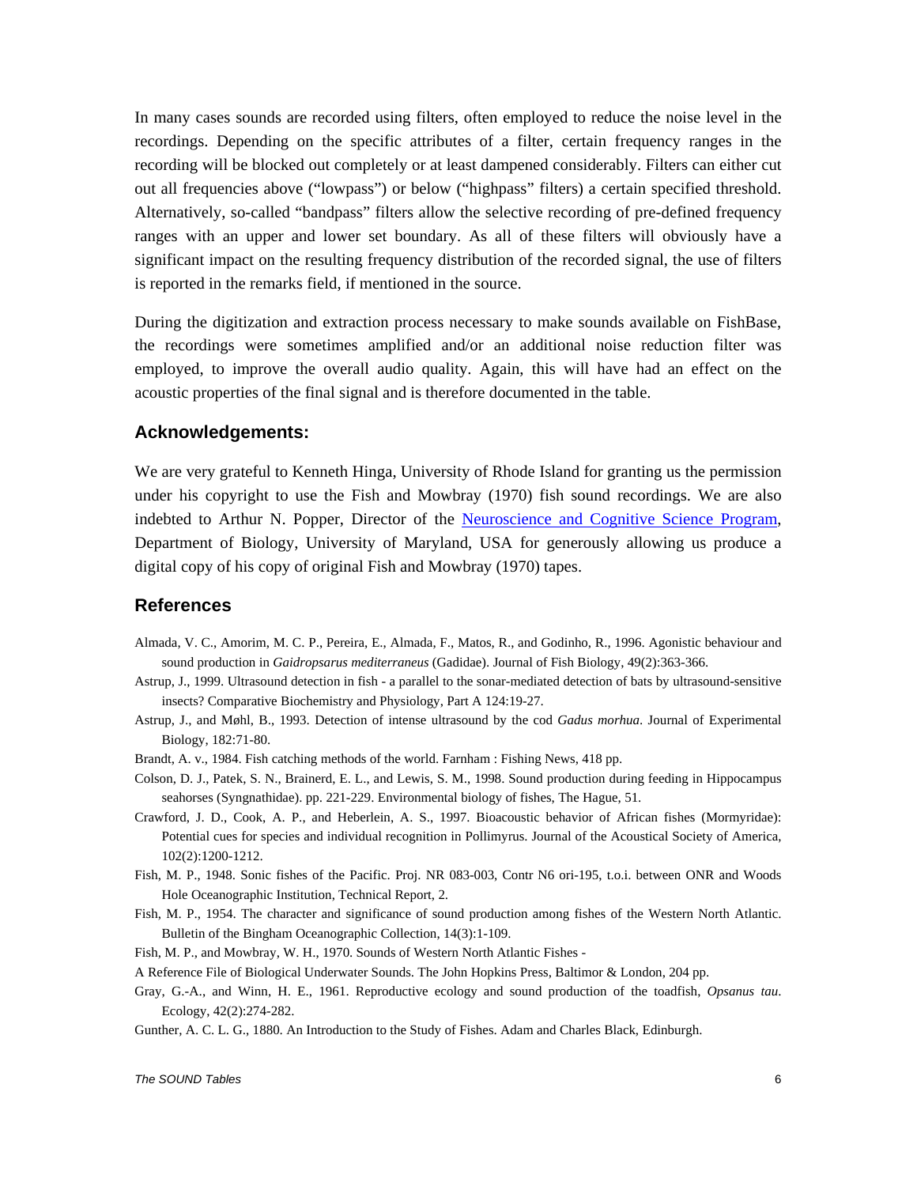In many cases sounds are recorded using filters, often employed to reduce the noise level in the recordings. Depending on the specific attributes of a filter, certain frequency ranges in the recording will be blocked out completely or at least dampened considerably. Filters can either cut out all frequencies above ("lowpass") or below ("highpass" filters) a certain specified threshold. Alternatively, so-called "bandpass" filters allow the selective recording of pre-defined frequency ranges with an upper and lower set boundary. As all of these filters will obviously have a significant impact on the resulting frequency distribution of the recorded signal, the use of filters is reported in the remarks field, if mentioned in the source.

During the digitization and extraction process necessary to make sounds available on FishBase, the recordings were sometimes amplified and/or an additional noise reduction filter was employed, to improve the overall audio quality. Again, this will have had an effect on the acoustic properties of the final signal and is therefore documented in the table.

## Acknowledgements:

We are very grateful to Kenneth Hinga, University of Rhode Island for granting us the permission under his copyright to use the Fish and Mowbray (1970) fish sound recordings. We are also indebted to Arthur N. Popper, Director of the Neuroscience and Cognitive Science Program, Department of Biology, University of Maryland, USA for generously allowing us produce a digital copy of his copy of original Fish and Mowbray (1970) tapes.

## References

Almada, V. C., Amorim, M. C. P., Pereira, E., Almada, F., Matos, R., and Godinho, R., 1996. Agonistic behaviour and sound production in *Gaidropsarus mediterraneus* (Gadidae). Journal of Fish Biology, 49(2):363-366.

Astrup, J., 1999. Ultrasound detection in fish - a parallel to the sonar-mediated detection of bats by ultrasound-sensitive insects? Comparative Biochemistry and Physiology, Part A 124:19-27.

Astrup, J., and Møhl, B., 1993. Detection of intense ultrasound by the cod *Gadus morhua*. Journal of Experimental Biology, 182:71-80.

Brandt, A. v., 1984. Fish catching methods of the world. Farnham : Fishing News, 418 pp.

Colson, D. J., Patek, S. N., Brainerd, E. L., and Lewis, S. M., 1998. Sound production during feeding in Hippocampus seahorses (Syngnathidae). pp. 221-229. Environmental biology of fishes, The Hague, 51.

Crawford, J. D., Cook, A. P., and Heberlein, A. S., 1997. Bioacoustic behavior of African fishes (Mormyridae): Potential cues for species and individual recognition in Pollimyrus. Journal of the Acoustical Society of America, 102(2):1200-1212.

Fish, M. P., 1948. Sonic fishes of the Pacific. Proj. NR 083-003, Contr N6 ori-195, t.o.i. between ONR and Woods Hole Oceanographic Institution, Technical Report, 2.

Fish, M. P., 1954. The character and significance of sound production among fishes of the Western North Atlantic. Bulletin of the Bingham Oceanographic Collection, 14(3):1-109.

Fish, M. P., and Mowbray, W. H., 1970. Sounds of Western North Atlantic Fishes -

A Reference File of Biological Underwater Sounds. The John Hopkins Press, Baltimor & London, 204 pp.

Gray, G.-A., and Winn, H. E., 1961. Reproductive ecology and sound production of the toadfish, *Opsanus tau*. Ecology, 42(2):274-282.

Gunther, A. C. L. G., 1880. An Introduction to the Study of Fishes. Adam and Charles Black, Edinburgh.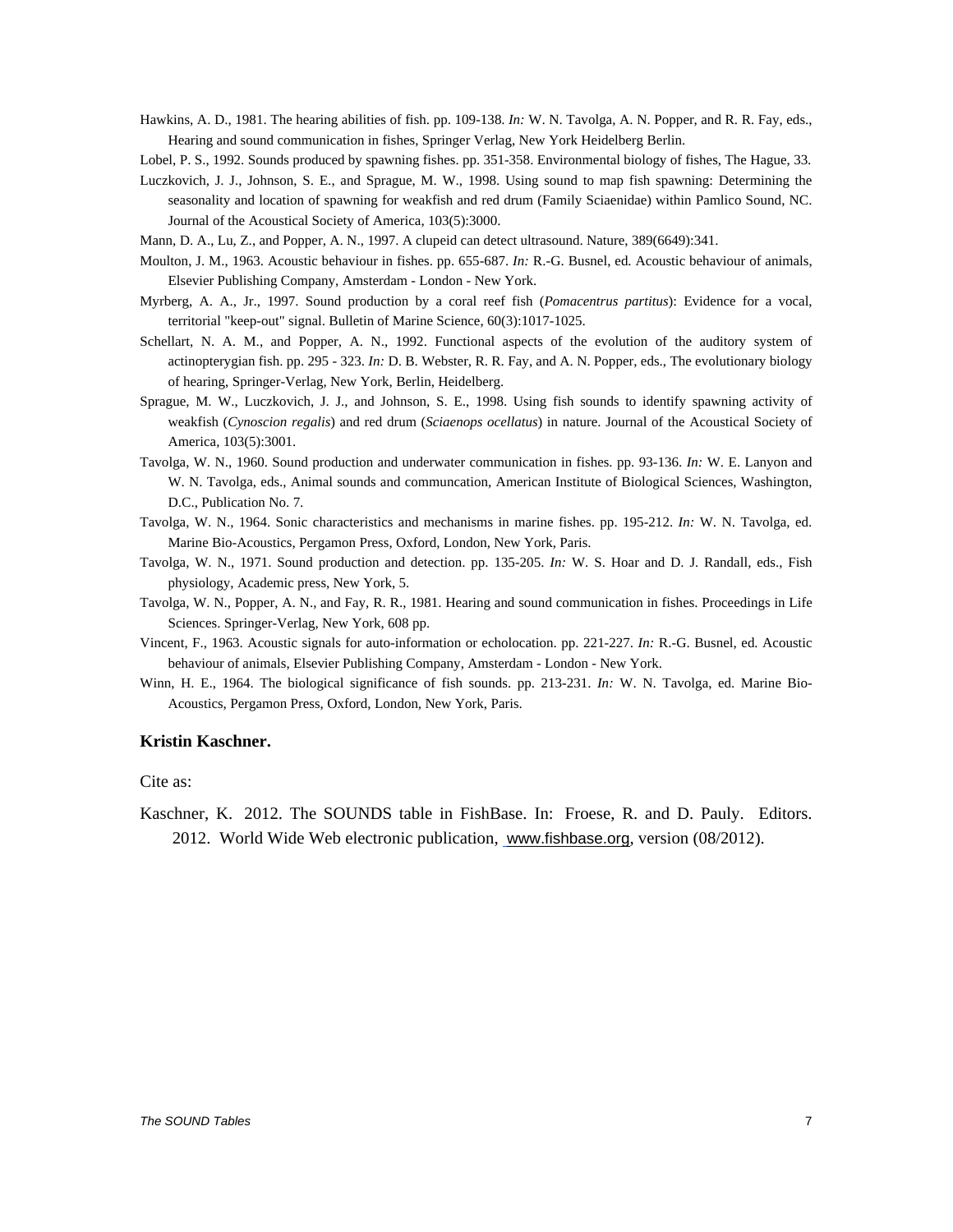Hawkins, A. D., 1981. The hearing abilities of fish. pp. 109-138. *In:* W. N. Tavolga, A. N. Popper, and R. R. Fay, eds., Hearing and sound communication in fishes, Springer Verlag, New York Heidelberg Berlin.

Lobel, P. S., 1992. Sounds produced by spawning fishes. pp. 351-358. Environmental biology of fishes, The Hague, 33.

Luczkovich, J. J., Johnson, S. E., and Sprague, M. W., 1998. Using sound to map fish spawning: Determining the seasonality and location of spawning for weakfish and red drum (Family Sciaenidae) within Pamlico Sound, NC. Journal of the Acoustical Society of America, 103(5):3000.

Mann, D. A., Lu, Z., and Popper, A. N., 1997. A clupeid can detect ultrasound. Nature, 389(6649):341.

Moulton, J. M., 1963. Acoustic behaviour in fishes. pp. 655-687. *In:* R.-G. Busnel, ed. Acoustic behaviour of animals, Elsevier Publishing Company, Amsterdam - London - New York.

Myrberg, A. A., Jr., 1997. Sound production by a coral reef fish (*Pomacentrus partitus*): Evidence for a vocal, territorial "keep-out" signal. Bulletin of Marine Science, 60(3):1017-1025.

Schellart, N. A. M., and Popper, A. N., 1992. Functional aspects of the evolution of the auditory system of actinopterygian fish. pp. 295 - 323. *In:* D. B. Webster, R. R. Fay, and A. N. Popper, eds., The evolutionary biology of hearing, Springer-Verlag, New York, Berlin, Heidelberg.

Sprague, M. W., Luczkovich, J. J., and Johnson, S. E., 1998. Using fish sounds to identify spawning activity of weakfish (*Cynoscion regalis*) and red drum (*Sciaenops ocellatus*) in nature. Journal of the Acoustical Society of America, 103(5):3001.

Tavolga, W. N., 1960. Sound production and underwater communication in fishes. pp. 93-136. *In:* W. E. Lanyon and W. N. Tavolga, eds., Animal sounds and communcation, American Institute of Biological Sciences, Washington, D.C., Publication No. 7.

Tavolga, W. N., 1964. Sonic characteristics and mechanisms in marine fishes. pp. 195-212. *In:* W. N. Tavolga, ed. Marine Bio-Acoustics, Pergamon Press, Oxford, London, New York, Paris.

Tavolga, W. N., 1971. Sound production and detection. pp. 135-205. *In:* W. S. Hoar and D. J. Randall, eds., Fish physiology, Academic press, New York, 5.

Tavolga, W. N., Popper, A. N., and Fay, R. R., 1981. Hearing and sound communication in fishes. Proceedings in Life Sciences. Springer-Verlag, New York, 608 pp.

Vincent, F., 1963. Acoustic signals for auto-information or echolocation. pp. 221-227. *In:* R.-G. Busnel, ed. Acoustic behaviour of animals, Elsevier Publishing Company, Amsterdam - London - New York.

Winn, H. E., 1964. The biological significance of fish sounds. pp. 213-231. *In:* W. N. Tavolga, ed. Marine Bio-Acoustics, Pergamon Press, Oxford, London, New York, Paris.

**Kristin Kaschner.**

Cite as:

Kaschner, K. 2012. The SOUNDS table in FishBase. In: Froese, R. and D. Pauly. Editors. 2012. World Wide Web electronic publication, www.fishbase.org, version (08/2012).